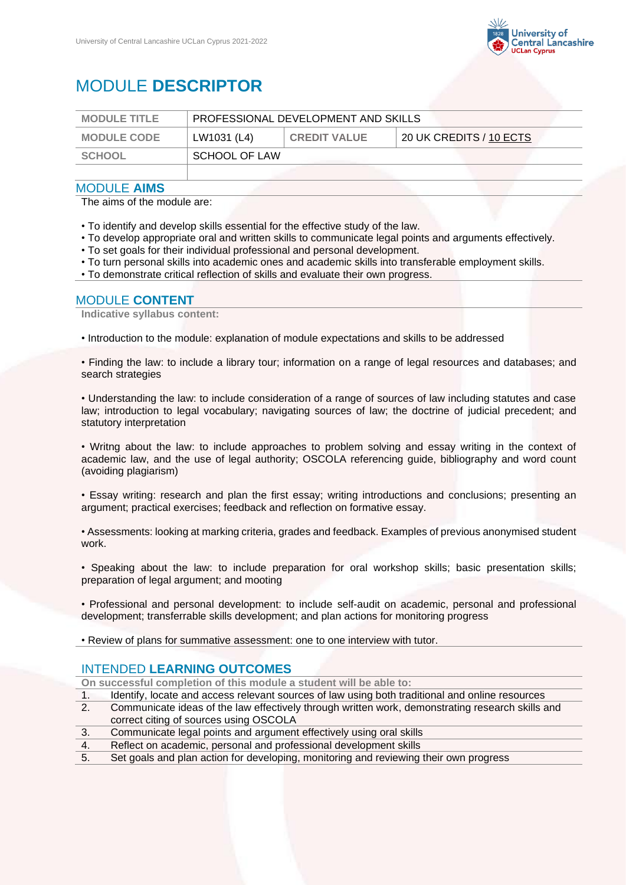# MODULE DESCRIPTOR

| | | | |
|---|---|---|---|
| MODULE TITLE | PROFESSIONAL DEVELOPMENT AND SKILLS | | |
| MODULE CODE | LW1031 (L4) | CREDIT VALUE | 20 UK CREDITS / 10 ECTS |
| SCHOOL | SCHOOL OF LAW | | |
| | | | |

## MODULE AIMS

The aims of the module are:

- To identify and develop skills essential for the effective study of the law.
- To develop appropriate oral and written skills to communicate legal points and arguments effectively.
- To set goals for their individual professional and personal development.
- To turn personal skills into academic ones and academic skills into transferable employment skills.
- To demonstrate critical reflection of skills and evaluate their own progress.

## MODULE CONTENT

**Indicative syllabus content:**

- Introduction to the module: explanation of module expectations and skills to be addressed

- Finding the law: to include a library tour; information on a range of legal resources and databases; and search strategies

- Understanding the law: to include consideration of a range of sources of law including statutes and case law; introduction to legal vocabulary; navigating sources of law; the doctrine of judicial precedent; and statutory interpretation

- Writng about the law: to include approaches to problem solving and essay writing in the context of academic law, and the use of legal authority; OSCOLA referencing guide, bibliography and word count (avoiding plagiarism)

- Essay writing: research and plan the first essay; writing introductions and conclusions; presenting an argument; practical exercises; feedback and reflection on formative essay.

- Assessments: looking at marking criteria, grades and feedback. Examples of previous anonymised student work.

- Speaking about the law: to include preparation for oral workshop skills; basic presentation skills; preparation of legal argument; and mooting

- Professional and personal development: to include self-audit on academic, personal and professional development; transferrable skills development; and plan actions for monitoring progress

- Review of plans for summative assessment: one to one interview with tutor.

## INTENDED LEARNING OUTCOMES

**On successful completion of this module a student will be able to:**

1. Identify, locate and access relevant sources of law using both traditional and online resources
2. Communicate ideas of the law effectively through written work, demonstrating research skills and correct citing of sources using OSCOLA
3. Communicate legal points and argument effectively using oral skills
4. Reflect on academic, personal and professional development skills
5. Set goals and plan action for developing, monitoring and reviewing their own progress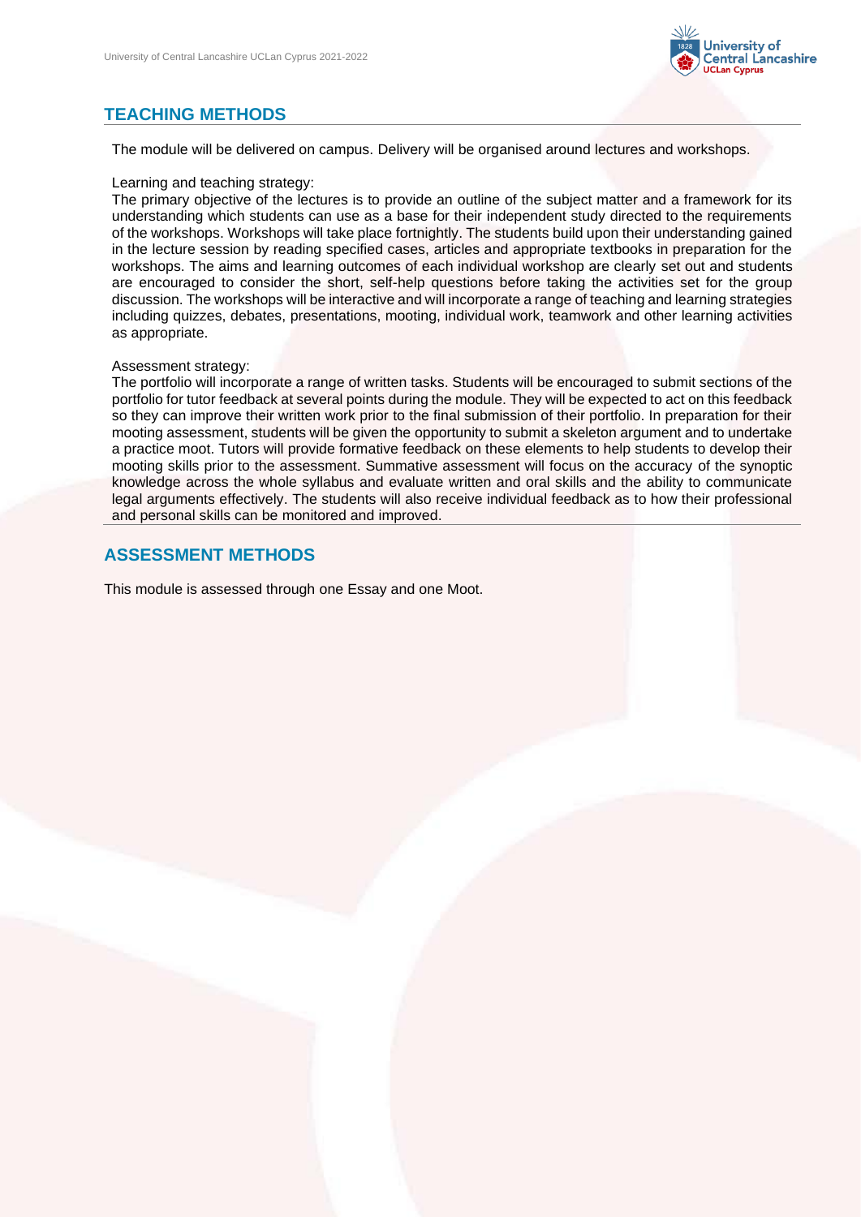## TEACHING METHODS

The module will be delivered on campus. Delivery will be organised around lectures and workshops.

Learning and teaching strategy:
The primary objective of the lectures is to provide an outline of the subject matter and a framework for its understanding which students can use as a base for their independent study directed to the requirements of the workshops. Workshops will take place fortnightly. The students build upon their understanding gained in the lecture session by reading specified cases, articles and appropriate textbooks in preparation for the workshops. The aims and learning outcomes of each individual workshop are clearly set out and students are encouraged to consider the short, self-help questions before taking the activities set for the group discussion. The workshops will be interactive and will incorporate a range of teaching and learning strategies including quizzes, debates, presentations, mooting, individual work, teamwork and other learning activities as appropriate.

Assessment strategy:
The portfolio will incorporate a range of written tasks. Students will be encouraged to submit sections of the portfolio for tutor feedback at several points during the module. They will be expected to act on this feedback so they can improve their written work prior to the final submission of their portfolio. In preparation for their mooting assessment, students will be given the opportunity to submit a skeleton argument and to undertake a practice moot. Tutors will provide formative feedback on these elements to help students to develop their mooting skills prior to the assessment. Summative assessment will focus on the accuracy of the synoptic knowledge across the whole syllabus and evaluate written and oral skills and the ability to communicate legal arguments effectively. The students will also receive individual feedback as to how their professional and personal skills can be monitored and improved.

## ASSESSMENT METHODS

This module is assessed through one Essay and one Moot.